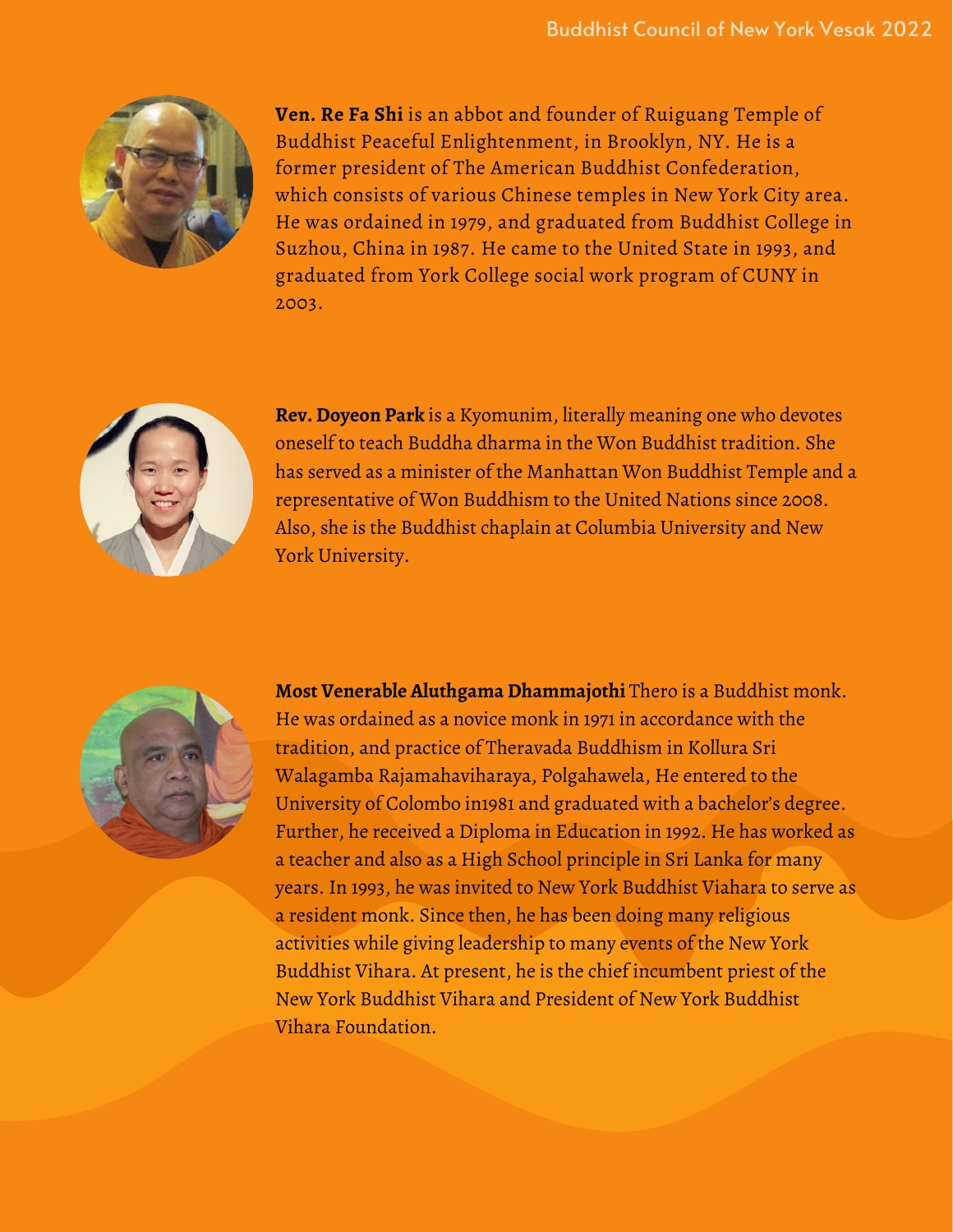**Ven. Re Fa Shi** is an abbot and founder of Ruiguang Temple of Buddhist Peaceful Enlightenment, in Brooklyn, NY. He is a former president of The American Buddhist Confederation, which consists of various Chinese temples in New York City area. He was ordained in 1979, and graduated from Buddhist College in Suzhou, China in 1987. He came to the United State in 1993, and graduated from York College social work program of CUNY in 2003.

**Rev. Doyeon Park** is a Kyomunim, literally meaning one who devotes oneself to teach Buddha dharma in the Won Buddhist tradition. She has served as a minister of the Manhattan Won Buddhist Temple and a representative of Won Buddhism to the United Nations since 2008. Also, she is the Buddhist chaplain at Columbia University and New York University.

**Most Venerable Aluthgama Dhammajothi** Thero is a Buddhist monk. He was ordained as a novice monk in 1971 in accordance with the tradition, and practice of Theravada Buddhism in Kollura Sri Walagamba Rajamahaviharaya, Polgahawela, He entered to the University of Colombo in1981 and graduated with a bachelor's degree. Further, he received a Diploma in Education in 1992. He has worked as a teacher and also as a High School principle in Sri Lanka for many years. In 1993, he was invited to New York Buddhist Viahara to serve as a resident monk. Since then, he has been doing many religious activities while giving leadership to many events of the New York Buddhist Vihara. At present, he is the chief incumbent priest of the New York Buddhist Vihara and President of New York Buddhist Vihara Foundation.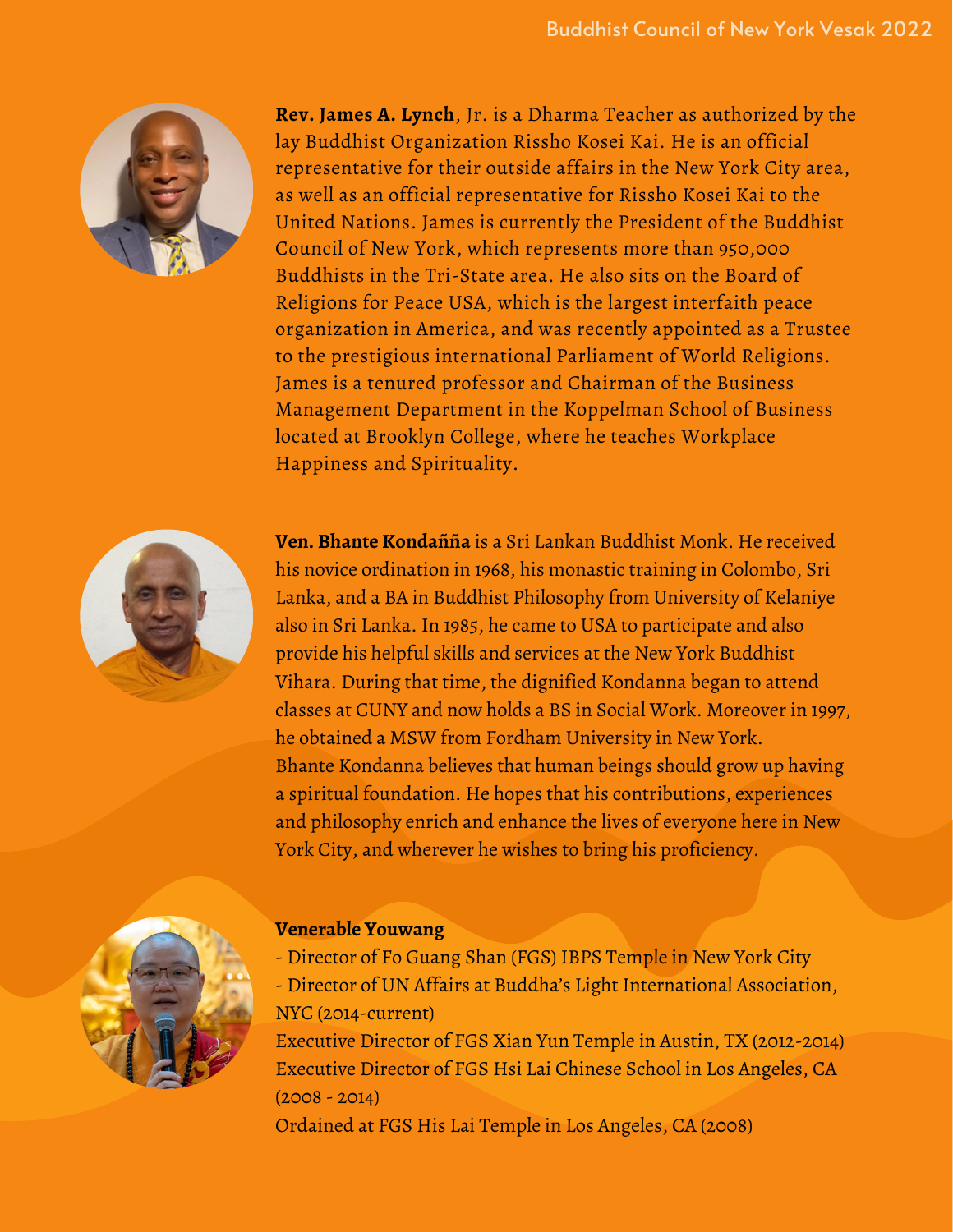**Rev. James A. Lynch**, Jr. is a Dharma Teacher as authorized by the lay Buddhist Organization Rissho Kosei Kai. He is an official representative for their outside affairs in the New York City area, as well as an official representative for Rissho Kosei Kai to the United Nations. James is currently the President of the Buddhist Council of New York, which represents more than 950,000 Buddhists in the Tri-State area. He also sits on the Board of Religions for Peace USA, which is the largest interfaith peace organization in America, and was recently appointed as a Trustee to the prestigious international Parliament of World Religions. James is a tenured professor and Chairman of the Business Management Department in the Koppelman School of Business located at Brooklyn College, where he teaches Workplace Happiness and Spirituality.

**Ven. Bhante Kondañña** is a Sri Lankan Buddhist Monk. He received his novice ordination in 1968, his monastic training in Colombo, Sri Lanka, and a BA in Buddhist Philosophy from University of Kelaniye also in Sri Lanka. In 1985, he came to USA to participate and also provide his helpful skills and services at the New York Buddhist Vihara. During that time, the dignified Kondanna began to attend classes at CUNY and now holds a BS in Social Work. Moreover in 1997, he obtained a MSW from Fordham University in New York. Bhante Kondanna believes that human beings should grow up having a spiritual foundation. He hopes that his contributions, experiences and philosophy enrich and enhance the lives of everyone here in New York City, and wherever he wishes to bring his proficiency.

**Venerable Youwang**

- Director of Fo Guang Shan (FGS) IBPS Temple in New York City
- Director of UN Affairs at Buddha's Light International Association, NYC (2014-current)

Executive Director of FGS Xian Yun Temple in Austin, TX (2012-2014)
Executive Director of FGS Hsi Lai Chinese School in Los Angeles, CA (2008 - 2014)
Ordained at FGS His Lai Temple in Los Angeles, CA (2008)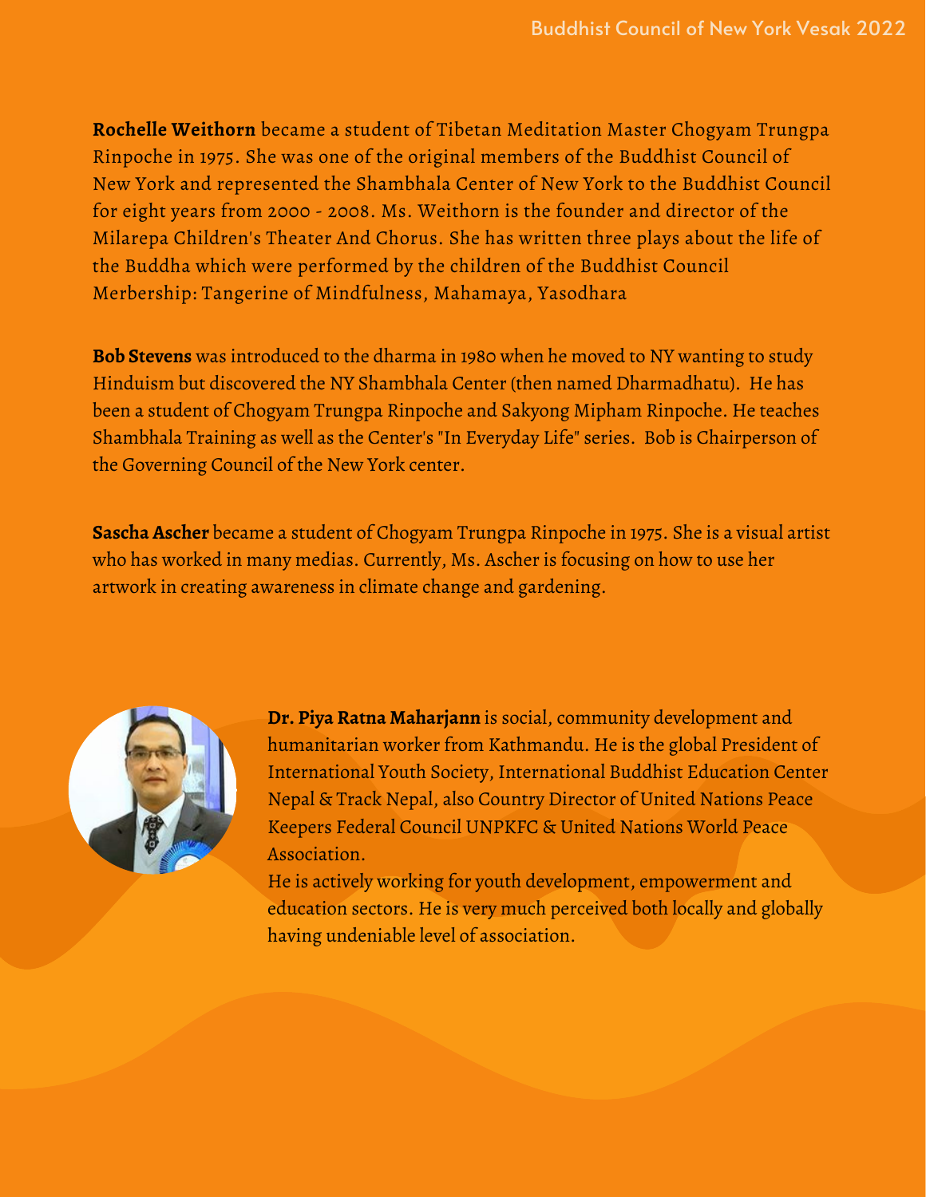**Rochelle Weithorn** became a student of Tibetan Meditation Master Chogyam Trungpa Rinpoche in 1975. She was one of the original members of the Buddhist Council of New York and represented the Shambhala Center of New York to the Buddhist Council for eight years from 2000 - 2008. Ms. Weithorn is the founder and director of the Milarepa Children's Theater And Chorus. She has written three plays about the life of the Buddha which were performed by the children of the Buddhist Council Merbership: Tangerine of Mindfulness, Mahamaya, Yasodhara

**Bob Stevens** was introduced to the dharma in 1980 when he moved to NY wanting to study Hinduism but discovered the NY Shambhala Center (then named Dharmadhatu). He has been a student of Chogyam Trungpa Rinpoche and Sakyong Mipham Rinpoche. He teaches Shambhala Training as well as the Center's "In Everyday Life" series. Bob is Chairperson of the Governing Council of the New York center.

**Sascha Ascher** became a student of Chogyam Trungpa Rinpoche in 1975. She is a visual artist who has worked in many medias. Currently, Ms. Ascher is focusing on how to use her artwork in creating awareness in climate change and gardening.

**Dr. Piya Ratna Maharjann** is social, community development and humanitarian worker from Kathmandu. He is the global President of International Youth Society, International Buddhist Education Center Nepal & Track Nepal, also Country Director of United Nations Peace Keepers Federal Council UNPKFC & United Nations World Peace Association.

He is actively working for youth development, empowerment and education sectors. He is very much perceived both locally and globally having undeniable level of association.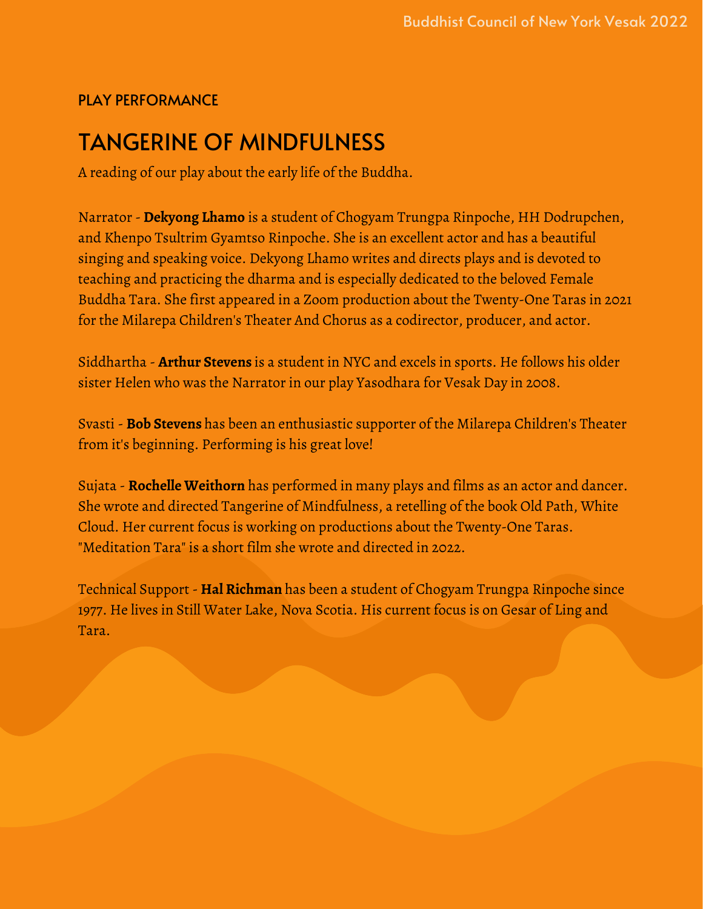PLAY PERFORMANCE

# TANGERINE OF MINDFULNESS

A reading of our play about the early life of the Buddha.

Narrator - **Dekyong Lhamo** is a student of Chogyam Trungpa Rinpoche, HH Dodrupchen, and Khenpo Tsultrim Gyamtso Rinpoche. She is an excellent actor and has a beautiful singing and speaking voice. Dekyong Lhamo writes and directs plays and is devoted to teaching and practicing the dharma and is especially dedicated to the beloved Female Buddha Tara. She first appeared in a Zoom production about the Twenty-One Taras in 2021 for the Milarepa Children's Theater And Chorus as a codirector, producer, and actor.

Siddhartha - **Arthur Stevens** is a student in NYC and excels in sports. He follows his older sister Helen who was the Narrator in our play Yasodhara for Vesak Day in 2008.

Svasti - **Bob Stevens** has been an enthusiastic supporter of the Milarepa Children's Theater from it's beginning. Performing is his great love!

Sujata - **Rochelle Weithorn** has performed in many plays and films as an actor and dancer. She wrote and directed Tangerine of Mindfulness, a retelling of the book Old Path, White Cloud. Her current focus is working on productions about the Twenty-One Taras. "Meditation Tara" is a short film she wrote and directed in 2022.

Technical Support - **Hal Richman** has been a student of Chogyam Trungpa Rinpoche since 1977. He lives in Still Water Lake, Nova Scotia. His current focus is on Gesar of Ling and Tara.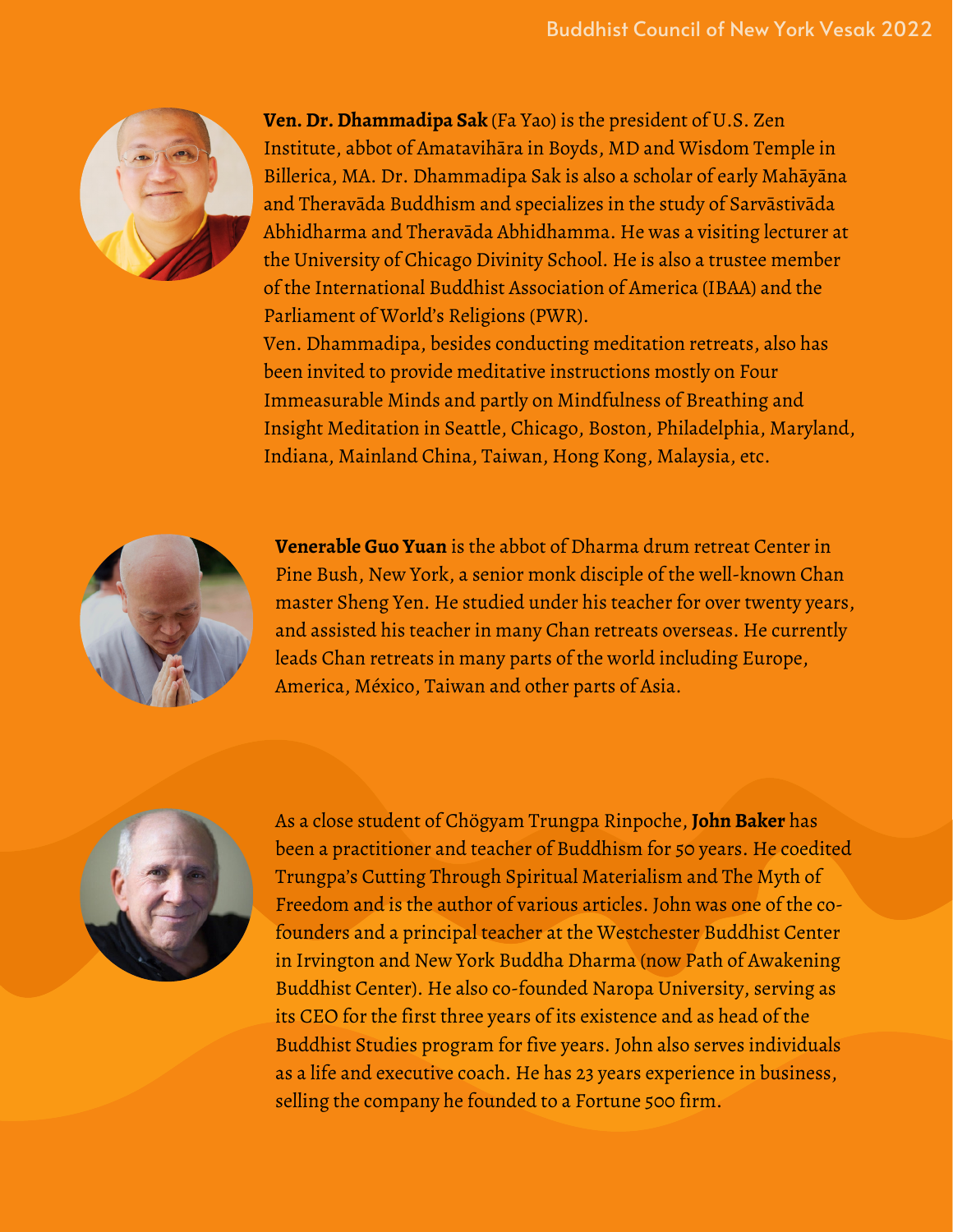**Ven. Dr. Dhammadipa Sak** (Fa Yao) is the president of U.S. Zen Institute, abbot of Amatavihāra in Boyds, MD and Wisdom Temple in Billerica, MA. Dr. Dhammadipa Sak is also a scholar of early Mahāyāna and Theravāda Buddhism and specializes in the study of Sarvāstivāda Abhidharma and Theravāda Abhidhamma. He was a visiting lecturer at the University of Chicago Divinity School. He is also a trustee member of the International Buddhist Association of America (IBAA) and the Parliament of World's Religions (PWR).

Ven. Dhammadipa, besides conducting meditation retreats, also has been invited to provide meditative instructions mostly on Four Immeasurable Minds and partly on Mindfulness of Breathing and Insight Meditation in Seattle, Chicago, Boston, Philadelphia, Maryland, Indiana, Mainland China, Taiwan, Hong Kong, Malaysia, etc.

**Venerable Guo Yuan** is the abbot of Dharma drum retreat Center in Pine Bush, New York, a senior monk disciple of the well-known Chan master Sheng Yen. He studied under his teacher for over twenty years, and assisted his teacher in many Chan retreats overseas. He currently leads Chan retreats in many parts of the world including Europe, America, México, Taiwan and other parts of Asia.

As a close student of Chögyam Trungpa Rinpoche, **John Baker** has been a practitioner and teacher of Buddhism for 50 years. He coedited Trungpa's Cutting Through Spiritual Materialism and The Myth of Freedom and is the author of various articles. John was one of the co-founders and a principal teacher at the Westchester Buddhist Center in Irvington and New York Buddha Dharma (now Path of Awakening Buddhist Center). He also co-founded Naropa University, serving as its CEO for the first three years of its existence and as head of the Buddhist Studies program for five years. John also serves individuals as a life and executive coach. He has 23 years experience in business, selling the company he founded to a Fortune 500 firm.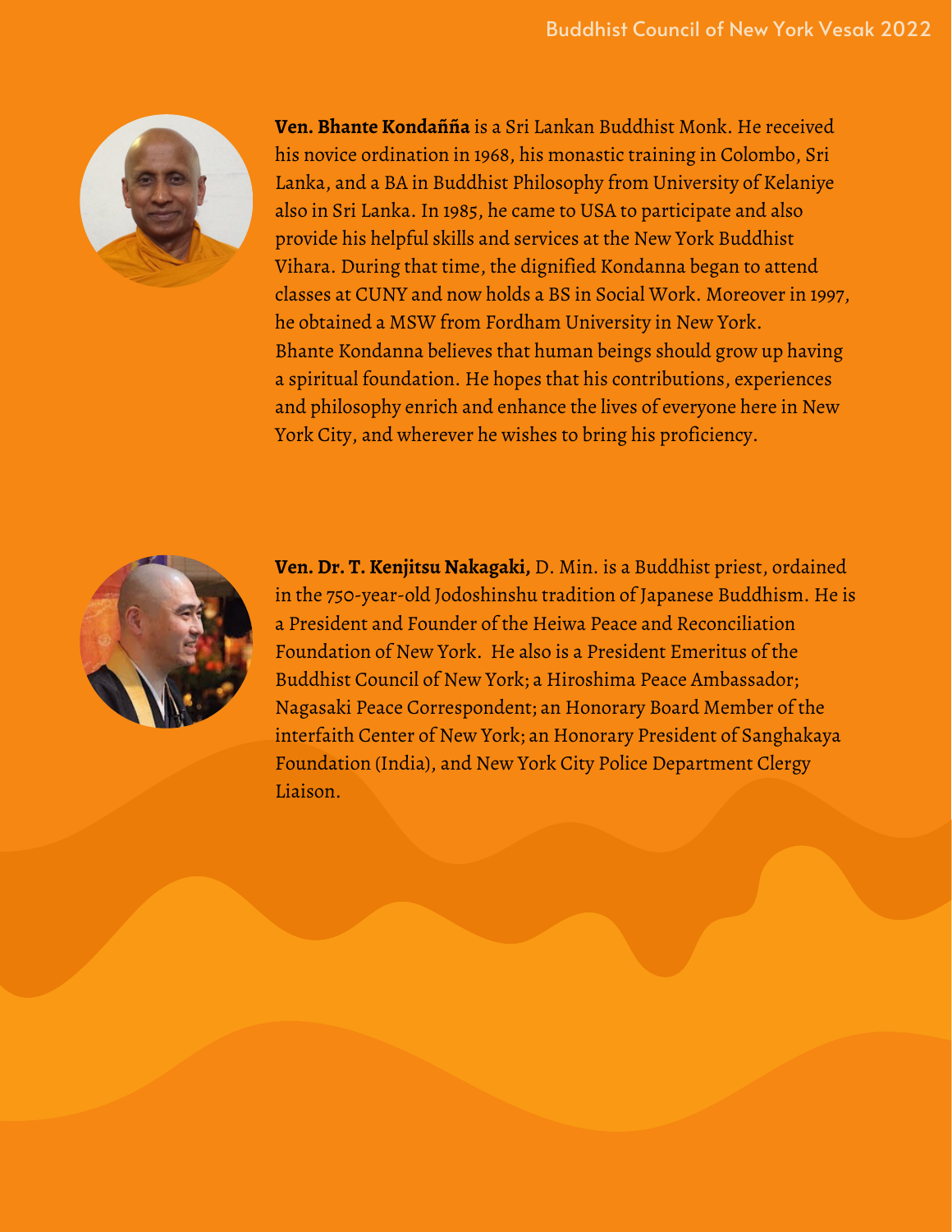**Ven. Bhante Kondañña** is a Sri Lankan Buddhist Monk. He received his novice ordination in 1968, his monastic training in Colombo, Sri Lanka, and a BA in Buddhist Philosophy from University of Kelaniye also in Sri Lanka. In 1985, he came to USA to participate and also provide his helpful skills and services at the New York Buddhist Vihara. During that time, the dignified Kondanna began to attend classes at CUNY and now holds a BS in Social Work. Moreover in 1997, he obtained a MSW from Fordham University in New York. Bhante Kondanna believes that human beings should grow up having a spiritual foundation. He hopes that his contributions, experiences and philosophy enrich and enhance the lives of everyone here in New York City, and wherever he wishes to bring his proficiency.

**Ven. Dr. T. Kenjitsu Nakagaki,** D. Min. is a Buddhist priest, ordained in the 750-year-old Jodoshinshu tradition of Japanese Buddhism. He is a President and Founder of the Heiwa Peace and Reconciliation Foundation of New York. He also is a President Emeritus of the Buddhist Council of New York; a Hiroshima Peace Ambassador; Nagasaki Peace Correspondent; an Honorary Board Member of the interfaith Center of New York; an Honorary President of Sanghakaya Foundation (India), and New York City Police Department Clergy Liaison.